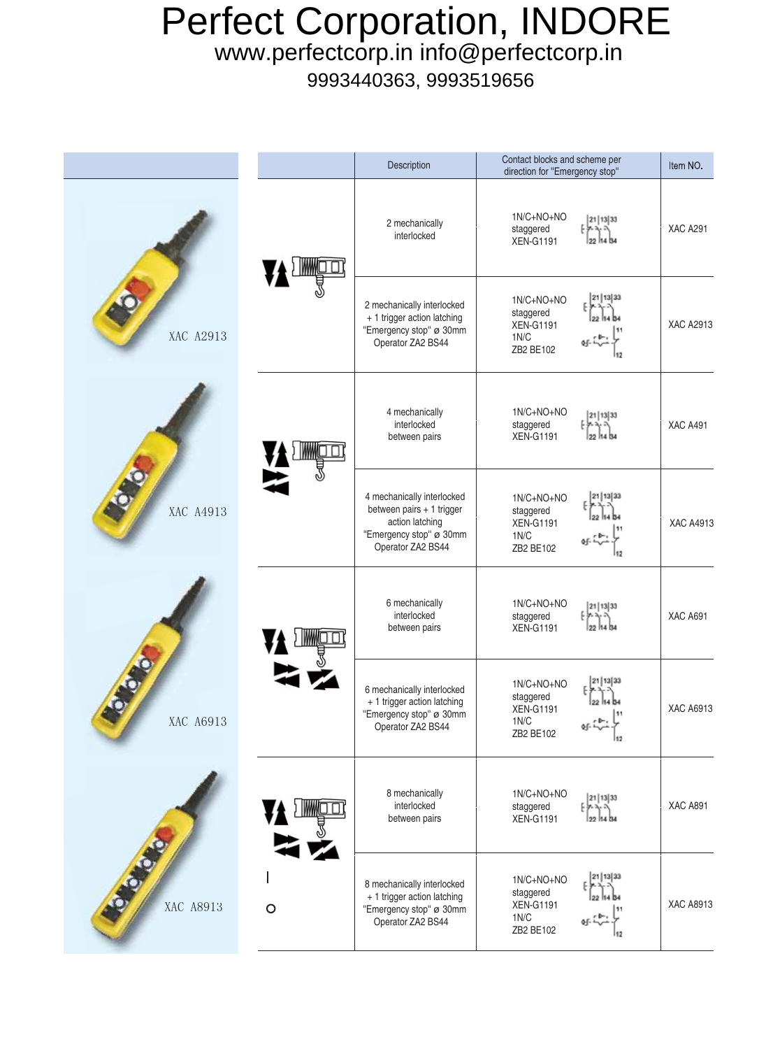# Perfect Corporation, INDORE

www.perfectcorp.in info@perfectcorp.in

9993440363, 9993519656

| | | Description | Contact blocks and scheme per direction for "Emergency stop" | Item NO. |
|---|---|---|---|---|
| XAC A2913 | | 2 mechanically interlocked | 1N/C+NO+NO staggered XEN-G1191 | XAC A291 |
| | | 2 mechanically interlocked + 1 trigger action latching "Emergency stop" ø 30mm Operator ZA2 BS44 | 1N/C+NO+NO staggered XEN-G1191 1N/C ZB2 BE102 | XAC A2913 |
| XAC A4913 | | 4 mechanically interlocked between pairs | 1N/C+NO+NO staggered XEN-G1191 | XAC A491 |
| | | 4 mechanically interlocked between pairs + 1 trigger action latching "Emergency stop" ø 30mm Operator ZA2 BS44 | 1N/C+NO+NO staggered XEN-G1191 1N/C ZB2 BE102 | XAC A4913 |
| XAC A6913 | | 6 mechanically interlocked between pairs | 1N/C+NO+NO staggered XEN-G1191 | XAC A691 |
| | | 6 mechanically interlocked + 1 trigger action latching "Emergency stop" ø 30mm Operator ZA2 BS44 | 1N/C+NO+NO staggered XEN-G1191 1N/C ZB2 BE102 | XAC A6913 |
| XAC A8913 | | 8 mechanically interlocked between pairs | 1N/C+NO+NO staggered XEN-G1191 | XAC A891 |
| | I O | 8 mechanically interlocked + 1 trigger action latching "Emergency stop" ø 30mm Operator ZA2 BS44 | 1N/C+NO+NO staggered XEN-G1191 1N/C ZB2 BE102 | XAC A8913 |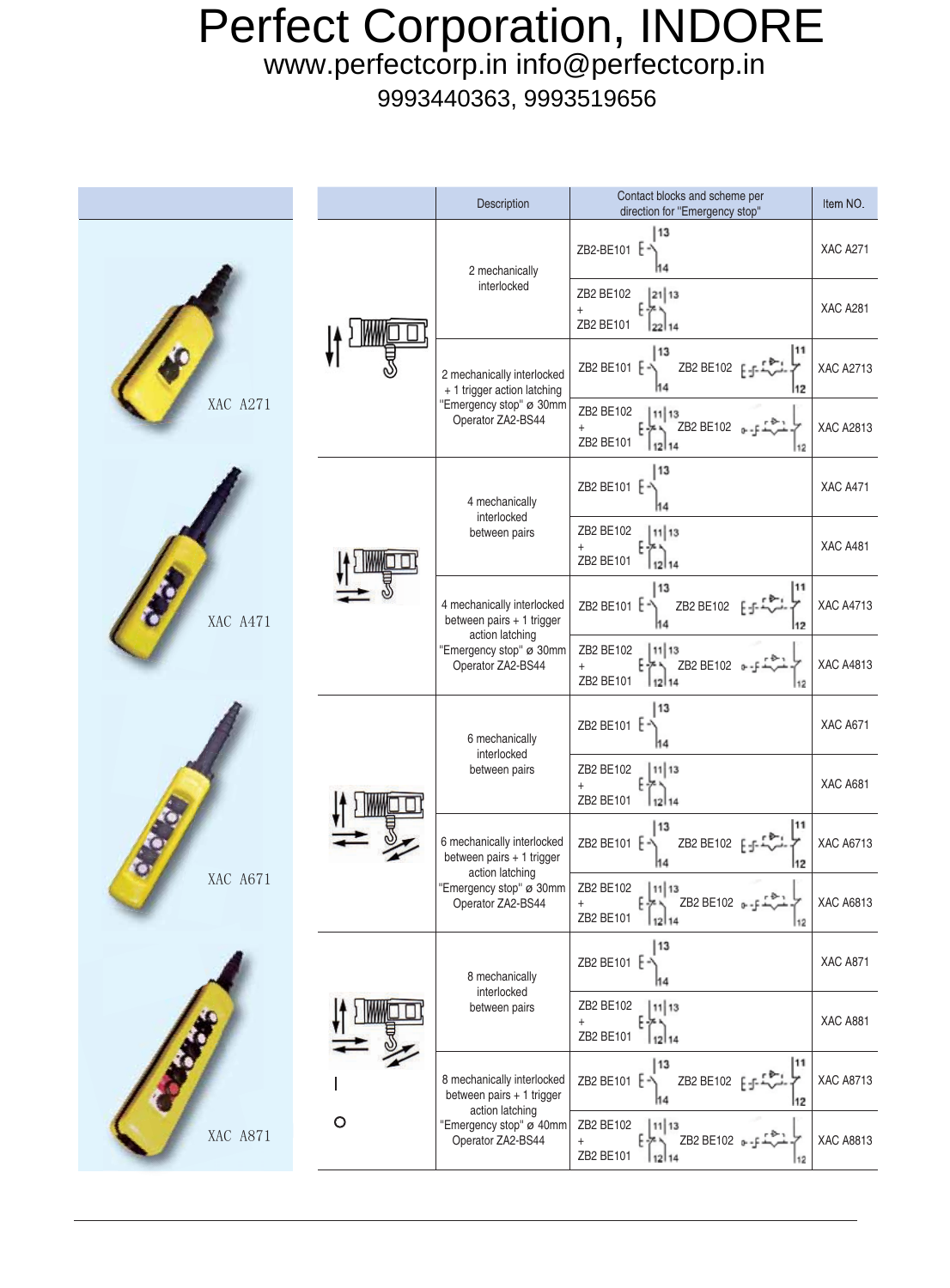# Perfect Corporation, INDORE

www.perfectcorp.in info@perfectcorp.in

9993440363, 9993519656

| | | Description | Contact blocks and scheme per direction for "Emergency stop" | Item NO. |
|---|---|---|---|---|
| XAC A271 | | 2 mechanically interlocked | ZB2-BE101 | XAC A271 |
| | | | ZB2 BE102 + ZB2 BE101 | XAC A281 |
| | | 2 mechanically interlocked + 1 trigger action latching "Emergency stop" ø 30mm Operator ZA2-BS44 | ZB2 BE101 ZB2 BE102 | XAC A2713 |
| | | | ZB2 BE102 + ZB2 BE101 ZB2 BE102 | XAC A2813 |
| XAC A471 | | 4 mechanically interlocked between pairs | ZB2 BE101 | XAC A471 |
| | | | ZB2 BE102 + ZB2 BE101 | XAC A481 |
| | | 4 mechanically interlocked between pairs + 1 trigger action latching "Emergency stop" ø 30mm Operator ZA2-BS44 | ZB2 BE101 ZB2 BE102 | XAC A4713 |
| | | | ZB2 BE102 + ZB2 BE101 ZB2 BE102 | XAC A4813 |
| XAC A671 | | 6 mechanically interlocked between pairs | ZB2 BE101 | XAC A671 |
| | | | ZB2 BE102 + ZB2 BE101 | XAC A681 |
| | | 6 mechanically interlocked between pairs + 1 trigger action latching "Emergency stop" ø 30mm Operator ZA2-BS44 | ZB2 BE101 ZB2 BE102 | XAC A6713 |
| | | | ZB2 BE102 + ZB2 BE101 ZB2 BE102 | XAC A6813 |
| XAC A871 | | 8 mechanically interlocked between pairs | ZB2 BE101 | XAC A871 |
| | | | ZB2 BE102 + ZB2 BE101 | XAC A881 |
| | I O | 8 mechanically interlocked between pairs + 1 trigger action latching "Emergency stop" ø 40mm Operator ZA2-BS44 | ZB2 BE101 ZB2 BE102 | XAC A8713 |
| | | | ZB2 BE102 + ZB2 BE101 ZB2 BE102 | XAC A8813 |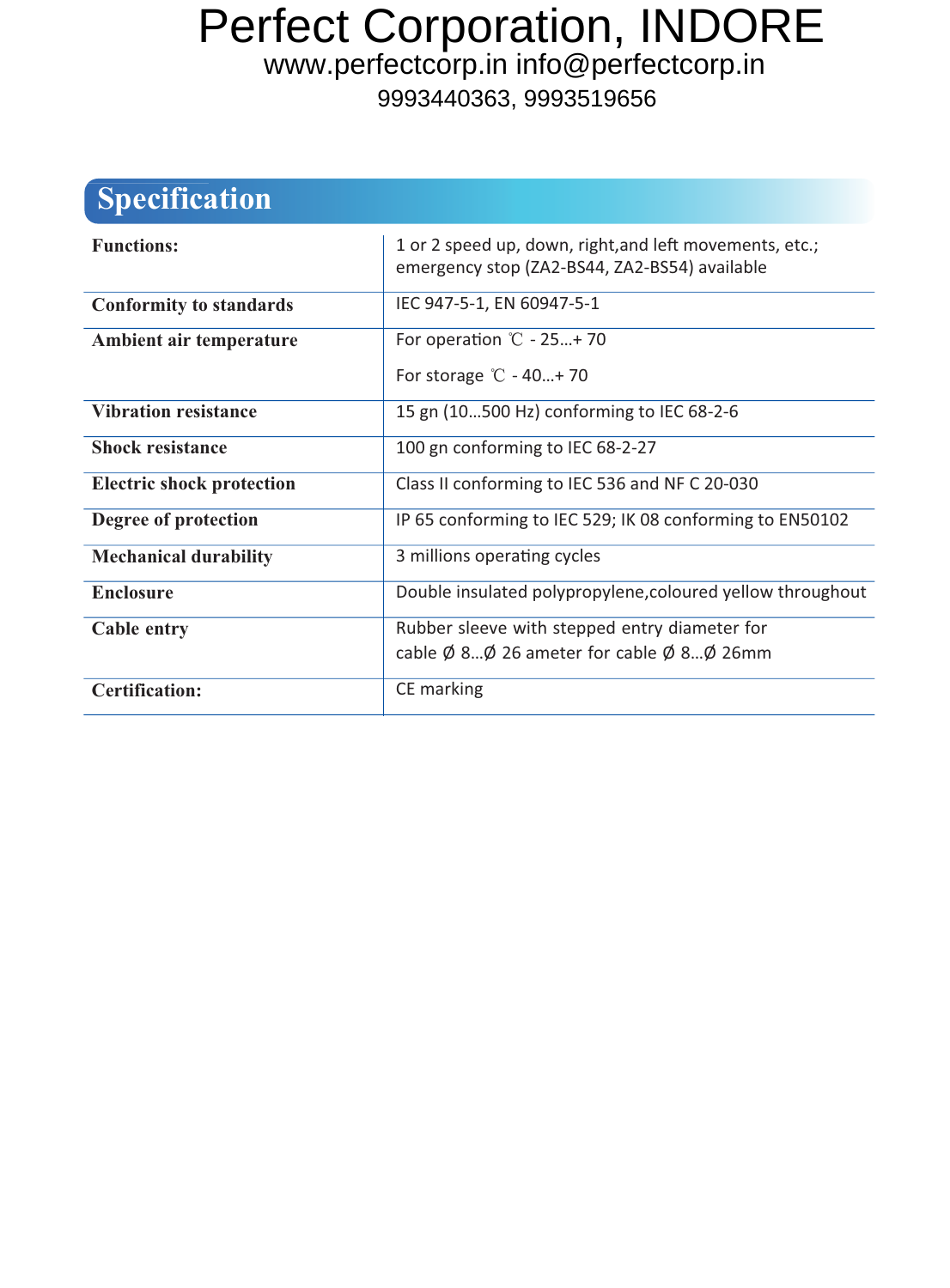# Perfect Corporation, INDORE

www.perfectcorp.in info@perfectcorp.in

9993440363, 9993519656

## Specification

| | |
|---|---|
| **Functions:** | 1 or 2 speed up, down, right,and left movements, etc.; emergency stop (ZA2-BS44, ZA2-BS54) available |
| **Conformity to standards** | IEC 947-5-1, EN 60947-5-1 |
| **Ambient air temperature** | For operation ℃ - 25...+ 70<br>For storage ℃ - 40...+ 70 |
| **Vibration resistance** | 15 gn (10...500 Hz) conforming to IEC 68-2-6 |
| **Shock resistance** | 100 gn conforming to IEC 68-2-27 |
| **Electric shock protection** | Class II conforming to IEC 536 and NF C 20-030 |
| **Degree of protection** | IP 65 conforming to IEC 529; IK 08 conforming to EN50102 |
| **Mechanical durability** | 3 millions operating cycles |
| **Enclosure** | Double insulated polypropylene,coloured yellow throughout |
| **Cable entry** | Rubber sleeve with stepped entry diameter for cable Ø 8...Ø 26 ameter for cable Ø 8...Ø 26mm |
| **Certification:** | CE marking |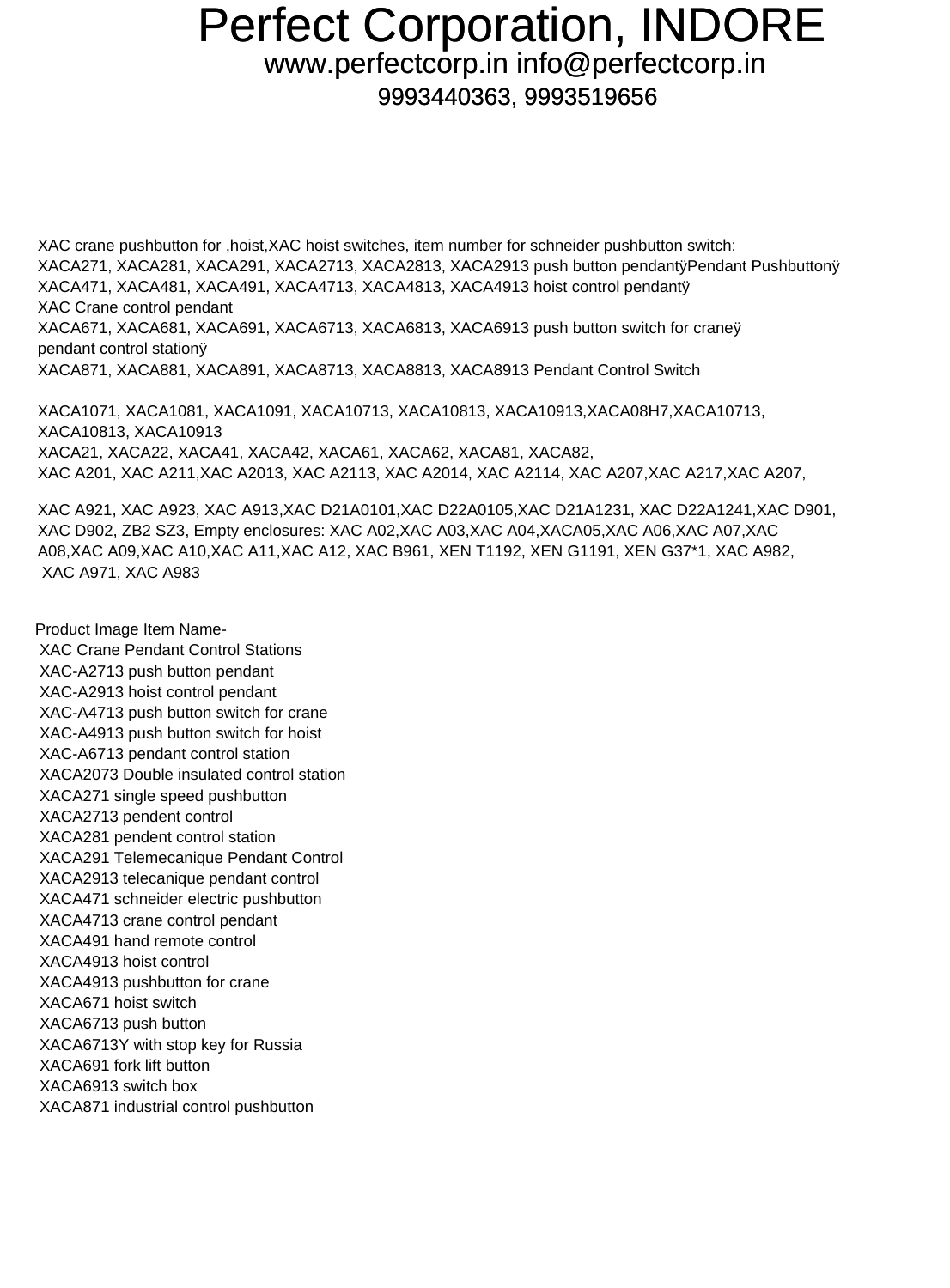# Perfect Corporation, INDORE

www.perfectcorp.in info@perfectcorp.in

9993440363, 9993519656

XAC crane pushbutton for ,hoist,XAC hoist switches, item number for schneider pushbutton switch:
XACA271, XACA281, XACA291, XACA2713, XACA2813, XACA2913 push button pendantÿPendant Pushbuttonÿ
XACA471, XACA481, XACA491, XACA4713, XACA4813, XACA4913 hoist control pendantÿ
XAC Crane control pendant
XACA671, XACA681, XACA691, XACA6713, XACA6813, XACA6913 push button switch for craneÿ
pendant control stationÿ
XACA871, XACA881, XACA891, XACA8713, XACA8813, XACA8913 Pendant Control Switch

XACA1071, XACA1081, XACA1091, XACA10713, XACA10813, XACA10913,XACA08H7,XACA10713,
XACA10813, XACA10913
XACA21, XACA22, XACA41, XACA42, XACA61, XACA62, XACA81, XACA82,
XAC A201, XAC A211,XAC A2013, XAC A2113, XAC A2014, XAC A2114, XAC A207,XAC A217,XAC A207,

XAC A921, XAC A923, XAC A913,XAC D21A0101,XAC D22A0105,XAC D21A1231, XAC D22A1241,XAC D901,
XAC D902, ZB2 SZ3, Empty enclosures: XAC A02,XAC A03,XAC A04,XACA05,XAC A06,XAC A07,XAC
A08,XAC A09,XAC A10,XAC A11,XAC A12, XAC B961, XEN T1192, XEN G1191, XEN G37*1, XAC A982,
XAC A971, XAC A983

Product Image Item Name-
XAC Crane Pendant Control Stations
XAC-A2713 push button pendant
XAC-A2913 hoist control pendant
XAC-A4713 push button switch for crane
XAC-A4913 push button switch for hoist
XAC-A6713 pendant control station
XACA2073 Double insulated control station
XACA271 single speed pushbutton
XACA2713 pendent control
XACA281 pendent control station
XACA291 Telemecanique Pendant Control
XACA2913 telecanique pendant control
XACA471 schneider electric pushbutton
XACA4713 crane control pendant
XACA491 hand remote control
XACA4913 hoist control
XACA4913 pushbutton for crane
XACA671 hoist switch
XACA6713 push button
XACA6713Y with stop key for Russia
XACA691 fork lift button
XACA6913 switch box
XACA871 industrial control pushbutton